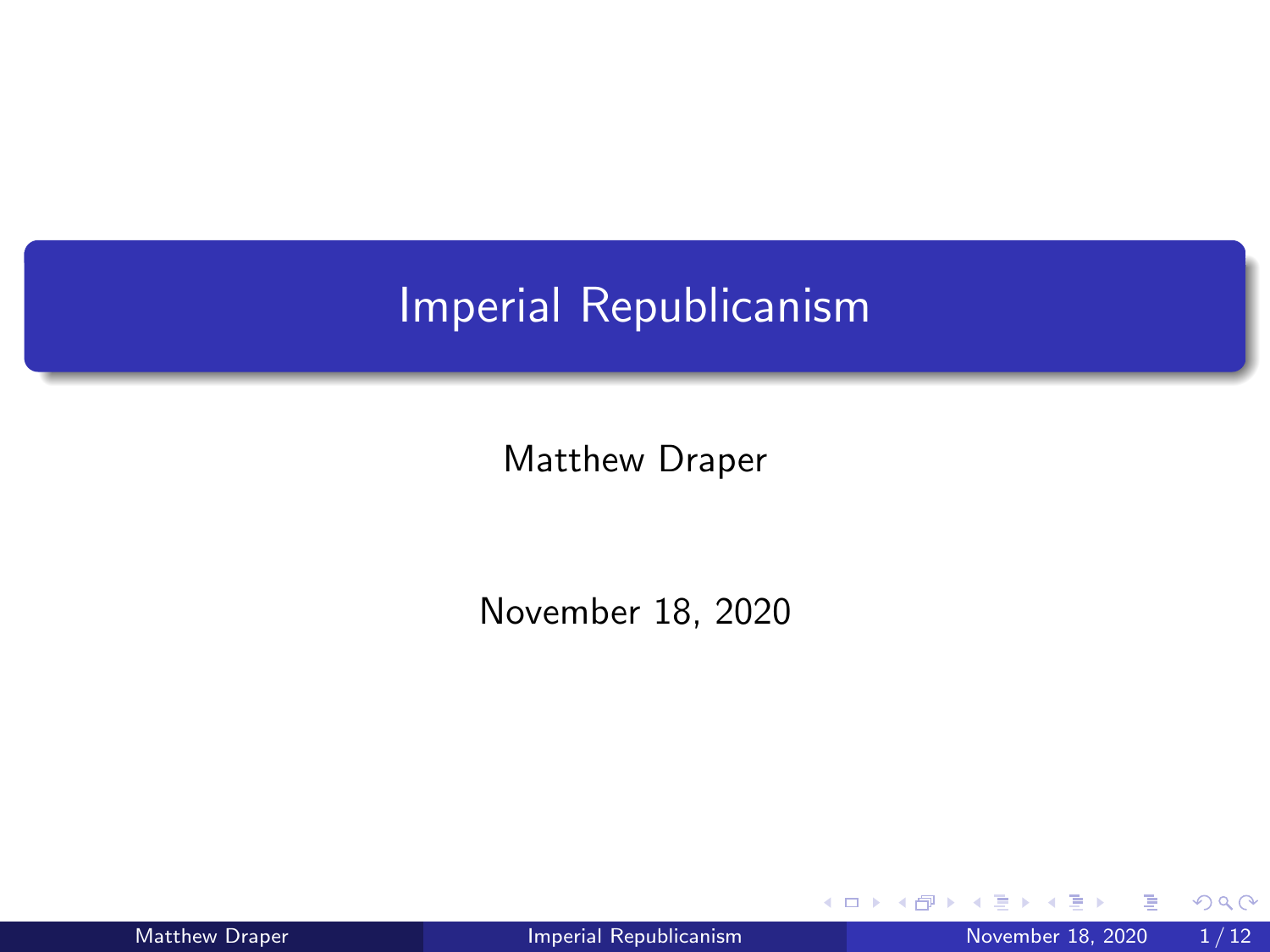# Imperial Republicanism

Matthew Draper

November 18, 2020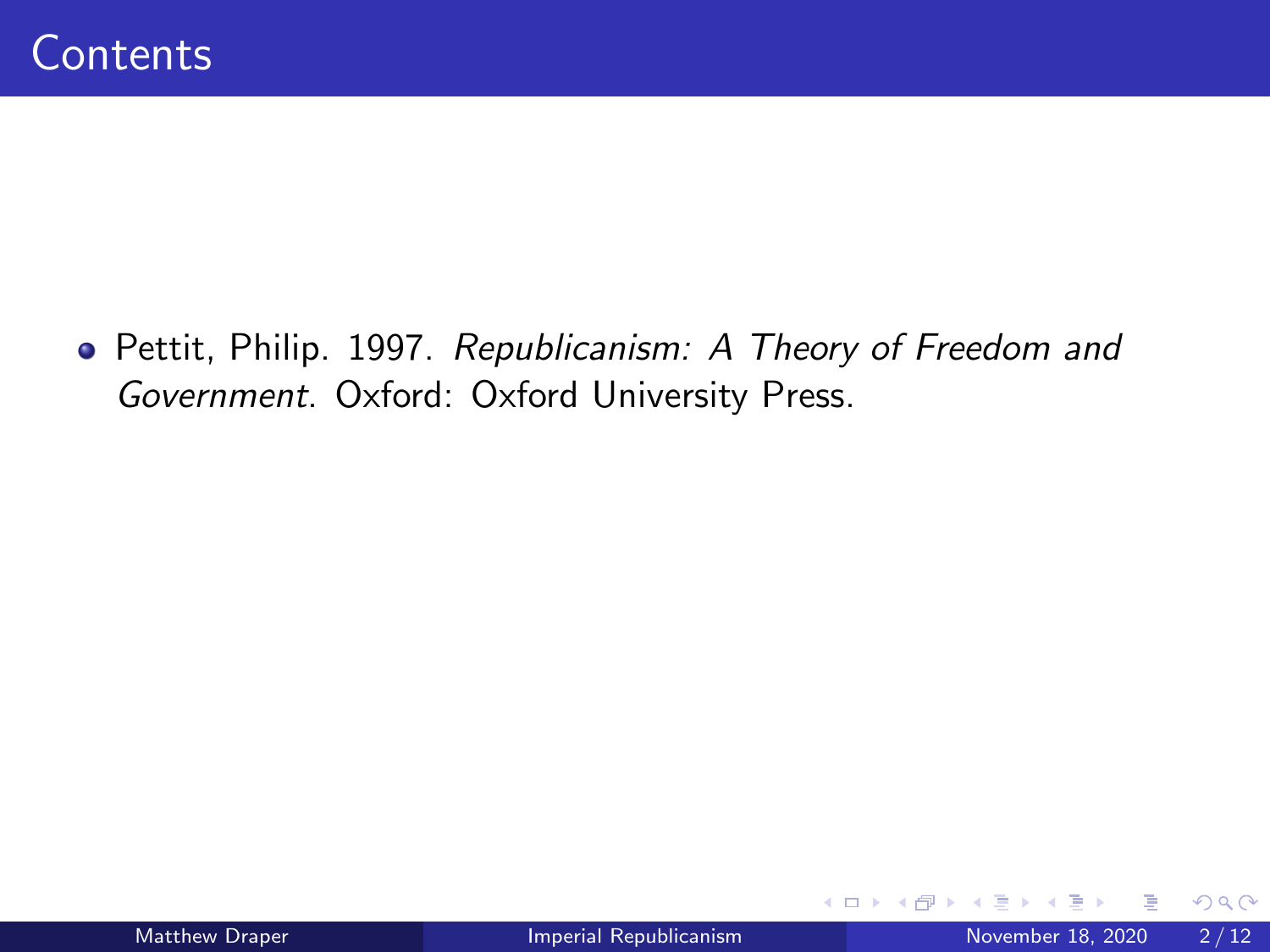# Contents

- Pettit, Philip. 1997. *Republicanism: A Theory of Freedom and Government*. Oxford: Oxford University Press.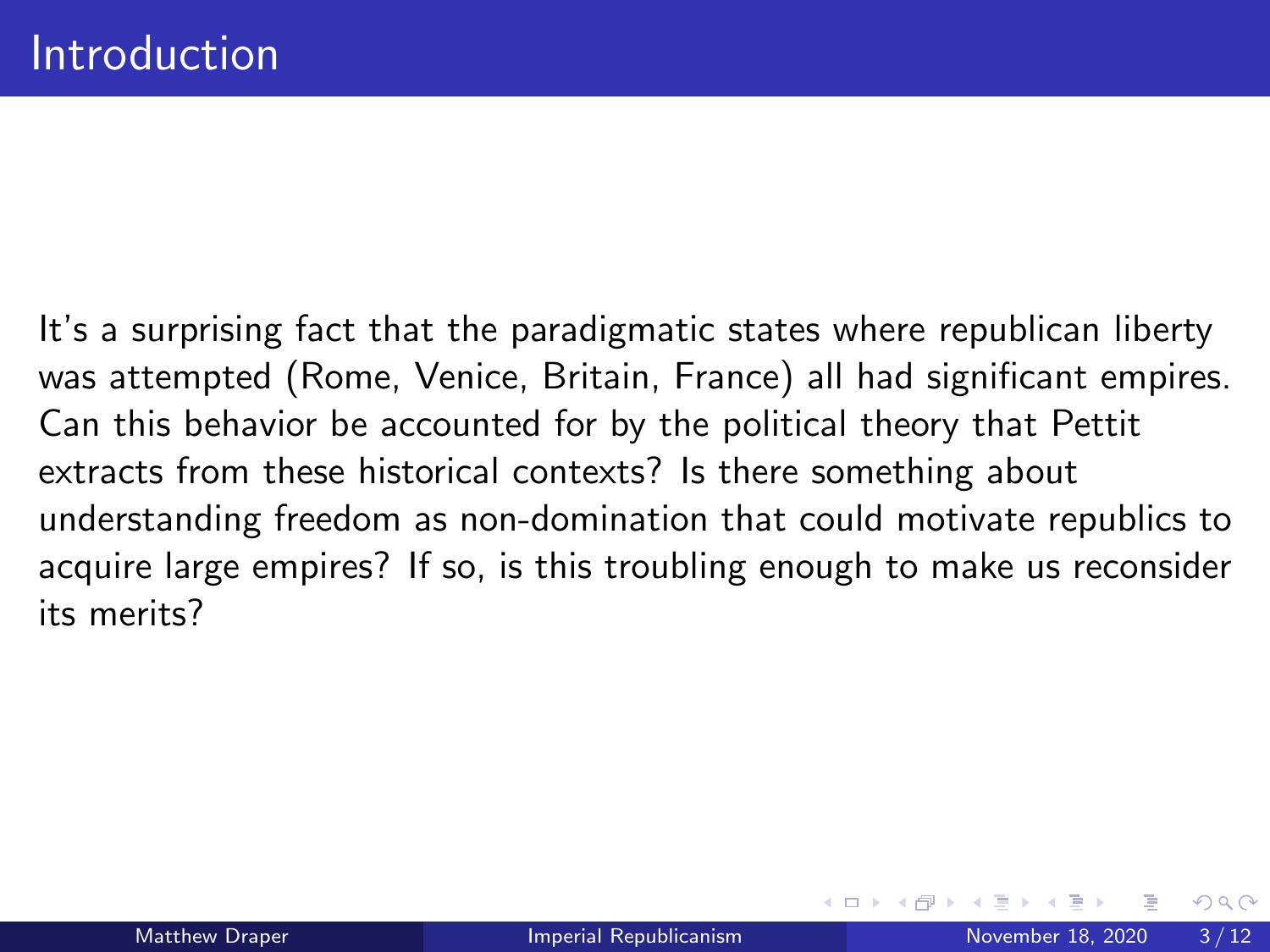# Introduction

It's a surprising fact that the paradigmatic states where republican liberty was attempted (Rome, Venice, Britain, France) all had significant empires. Can this behavior be accounted for by the political theory that Pettit extracts from these historical contexts? Is there something about understanding freedom as non-domination that could motivate republics to acquire large empires? If so, is this troubling enough to make us reconsider its merits?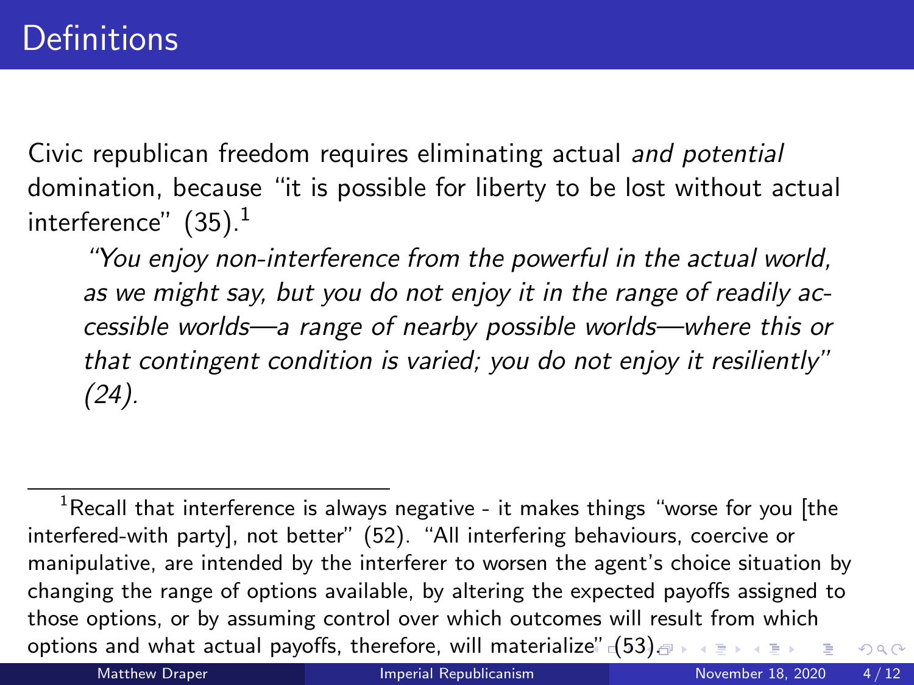# Definitions

Civic republican freedom requires eliminating actual *and potential* domination, because "it is possible for liberty to be lost without actual interference" (35).[1]

> *"You enjoy non-interference from the powerful in the actual world, as we might say, but you do not enjoy it in the range of readily accessible worlds—a range of nearby possible worlds—where this or that contingent condition is varied; you do not enjoy it resiliently" (24).*

[1] Recall that interference is always negative - it makes things "worse for you [the interfered-with party], not better" (52). "All interfering behaviours, coercive or manipulative, are intended by the interferer to worsen the agent's choice situation by changing the range of options available, by altering the expected payoffs assigned to those options, or by assuming control over which outcomes will result from which options and what actual payoffs, therefore, will materialize" (53).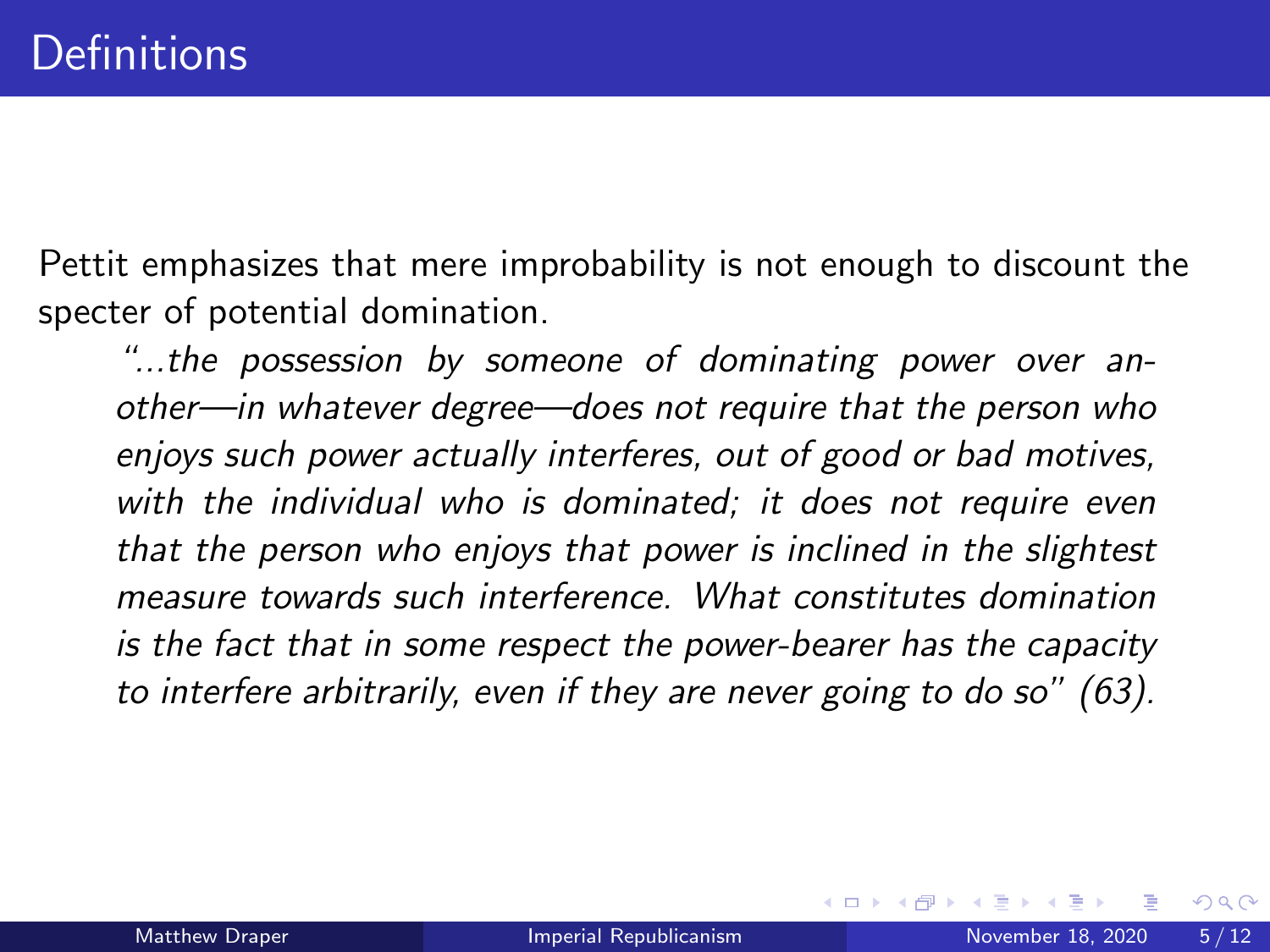# Definitions

Pettit emphasizes that mere improbability is not enough to discount the specter of potential domination.

> *"...the possession by someone of dominating power over another—in whatever degree—does not require that the person who enjoys such power actually interferes, out of good or bad motives, with the individual who is dominated; it does not require even that the person who enjoys that power is inclined in the slightest measure towards such interference. What constitutes domination is the fact that in some respect the power-bearer has the capacity to interfere arbitrarily, even if they are never going to do so" (63).*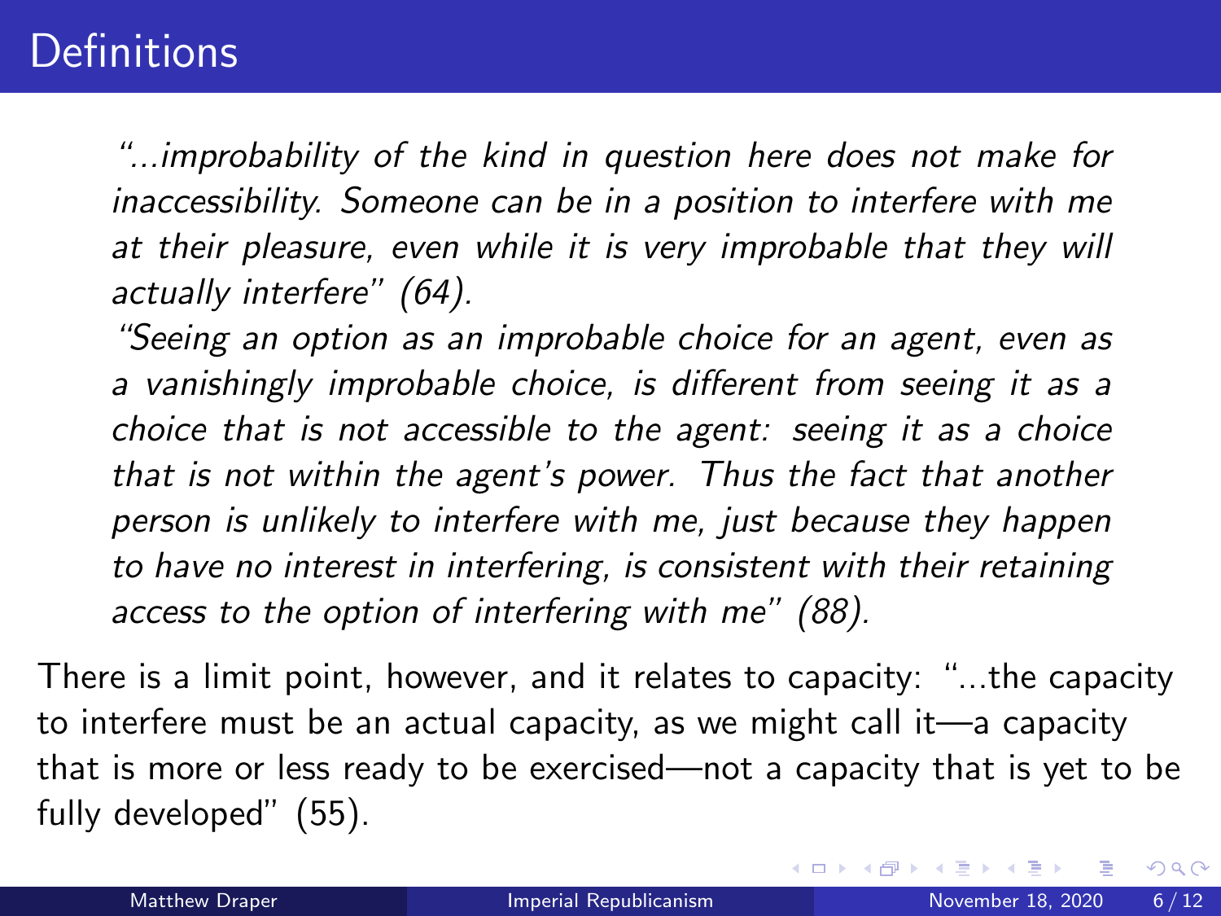# Definitions

> *"...improbability of the kind in question here does not make for inaccessibility. Someone can be in a position to interfere with me at their pleasure, even while it is very improbable that they will actually interfere" (64).*
>
> *"Seeing an option as an improbable choice for an agent, even as a vanishingly improbable choice, is different from seeing it as a choice that is not accessible to the agent: seeing it as a choice that is not within the agent's power. Thus the fact that another person is unlikely to interfere with me, just because they happen to have no interest in interfering, is consistent with their retaining access to the option of interfering with me" (88).*

There is a limit point, however, and it relates to capacity: "...the capacity to interfere must be an actual capacity, as we might call it—a capacity that is more or less ready to be exercised—not a capacity that is yet to be fully developed" (55).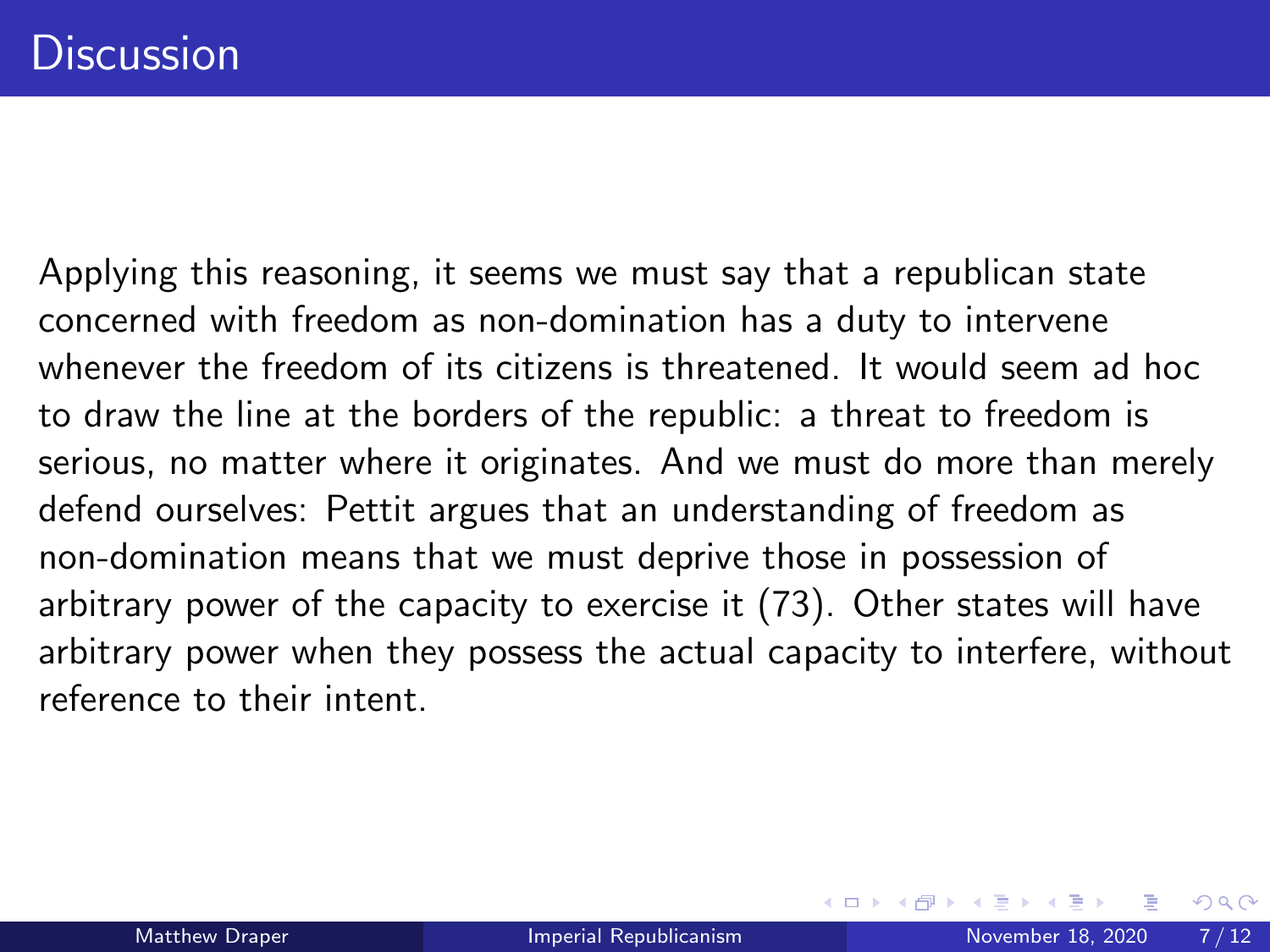# Discussion

Applying this reasoning, it seems we must say that a republican state concerned with freedom as non-domination has a duty to intervene whenever the freedom of its citizens is threatened. It would seem ad hoc to draw the line at the borders of the republic: a threat to freedom is serious, no matter where it originates. And we must do more than merely defend ourselves: Pettit argues that an understanding of freedom as non-domination means that we must deprive those in possession of arbitrary power of the capacity to exercise it (73). Other states will have arbitrary power when they possess the actual capacity to interfere, without reference to their intent.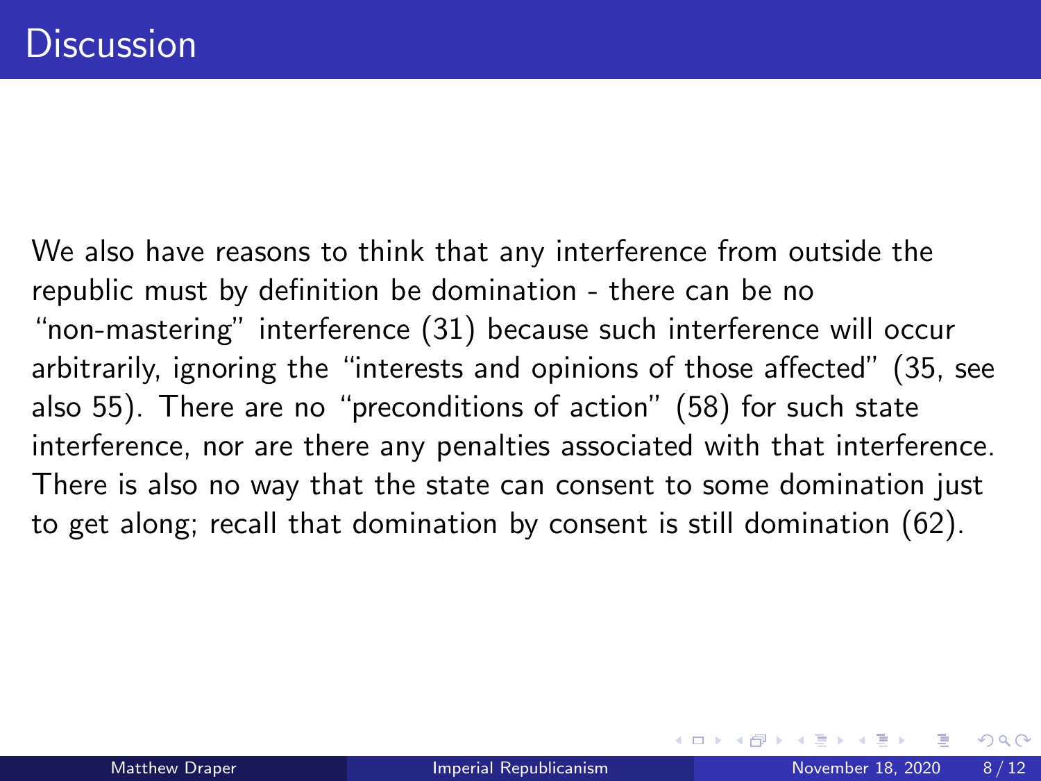# Discussion

We also have reasons to think that any interference from outside the republic must by definition be domination - there can be no "non-mastering" interference (31) because such interference will occur arbitrarily, ignoring the "interests and opinions of those affected" (35, see also 55). There are no "preconditions of action" (58) for such state interference, nor are there any penalties associated with that interference. There is also no way that the state can consent to some domination just to get along; recall that domination by consent is still domination (62).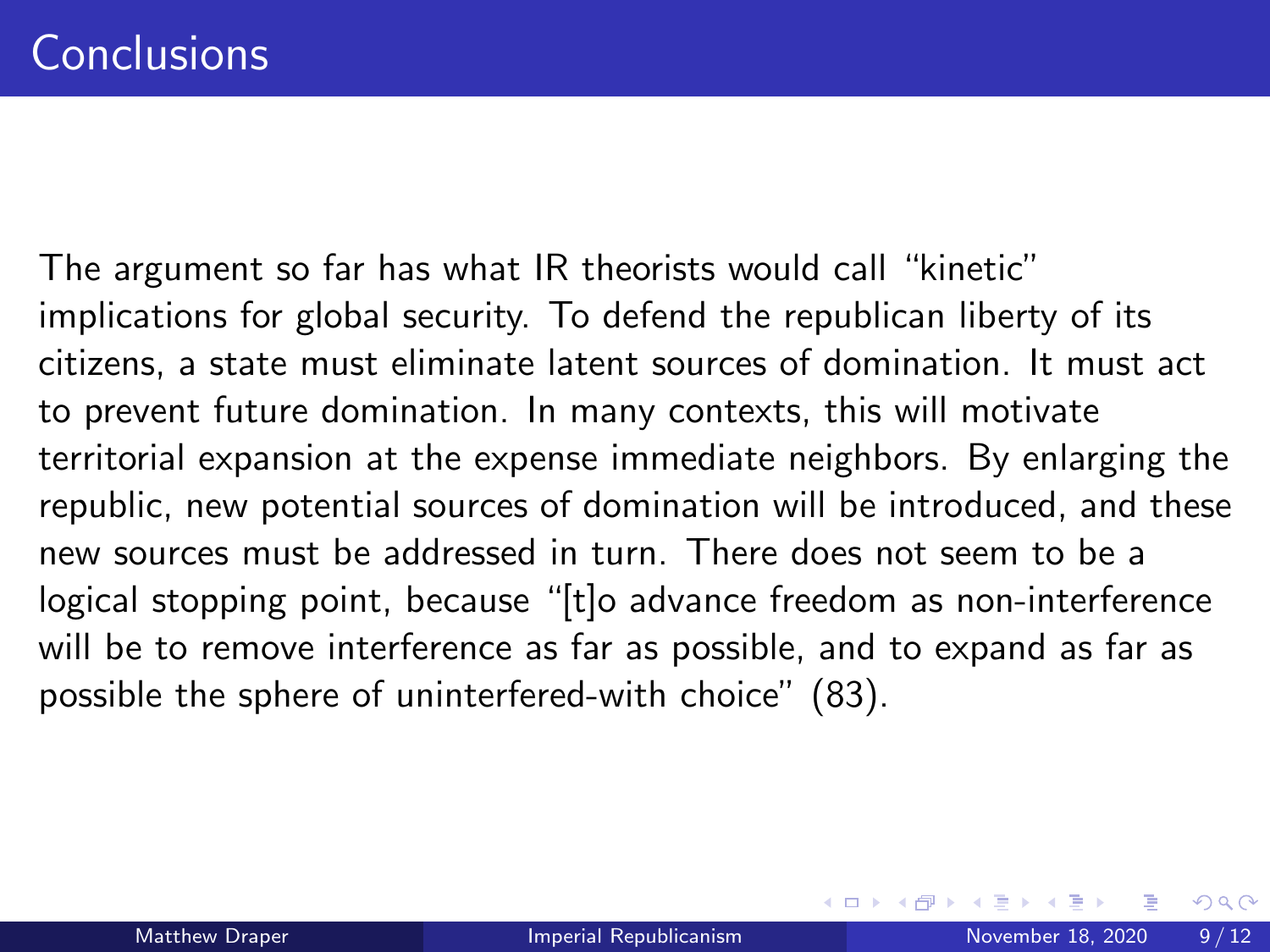# Conclusions

The argument so far has what IR theorists would call "kinetic" implications for global security. To defend the republican liberty of its citizens, a state must eliminate latent sources of domination. It must act to prevent future domination. In many contexts, this will motivate territorial expansion at the expense immediate neighbors. By enlarging the republic, new potential sources of domination will be introduced, and these new sources must be addressed in turn. There does not seem to be a logical stopping point, because "[t]o advance freedom as non-interference will be to remove interference as far as possible, and to expand as far as possible the sphere of uninterfered-with choice" (83).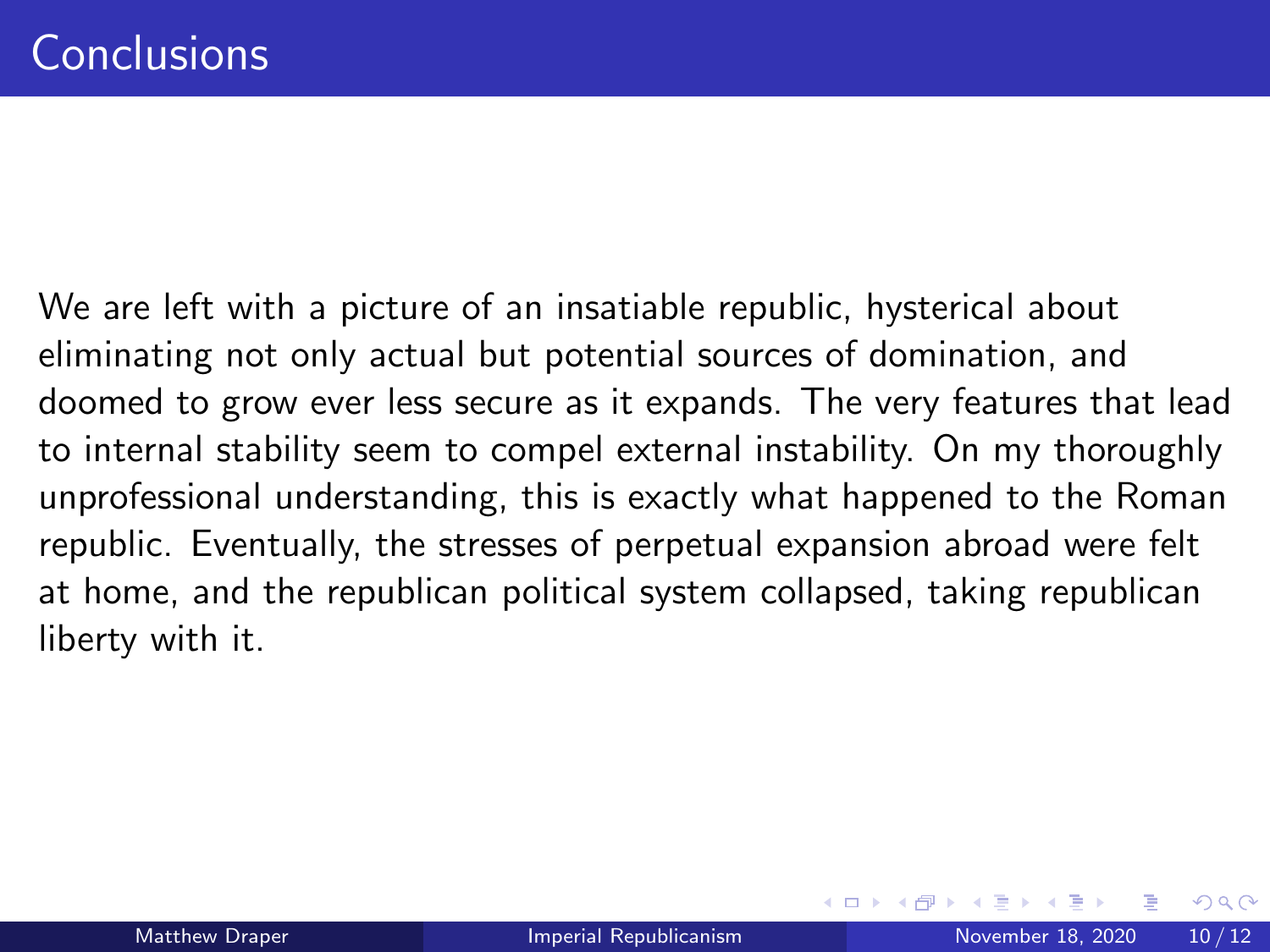# Conclusions

We are left with a picture of an insatiable republic, hysterical about eliminating not only actual but potential sources of domination, and doomed to grow ever less secure as it expands. The very features that lead to internal stability seem to compel external instability. On my thoroughly unprofessional understanding, this is exactly what happened to the Roman republic. Eventually, the stresses of perpetual expansion abroad were felt at home, and the republican political system collapsed, taking republican liberty with it.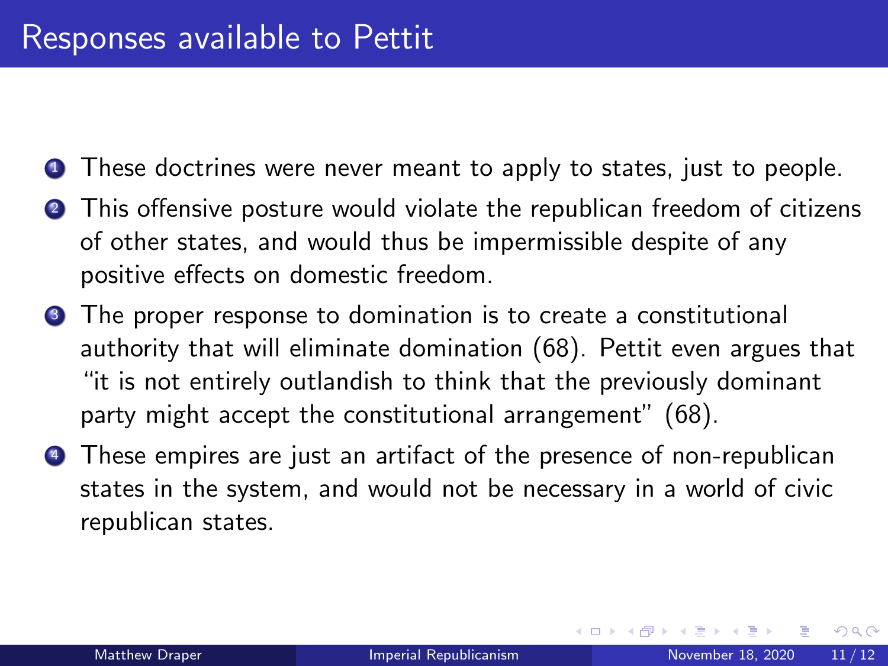# Responses available to Pettit

1. These doctrines were never meant to apply to states, just to people.
2. This offensive posture would violate the republican freedom of citizens of other states, and would thus be impermissible despite of any positive effects on domestic freedom.
3. The proper response to domination is to create a constitutional authority that will eliminate domination (68). Pettit even argues that "it is not entirely outlandish to think that the previously dominant party might accept the constitutional arrangement" (68).
4. These empires are just an artifact of the presence of non-republican states in the system, and would not be necessary in a world of civic republican states.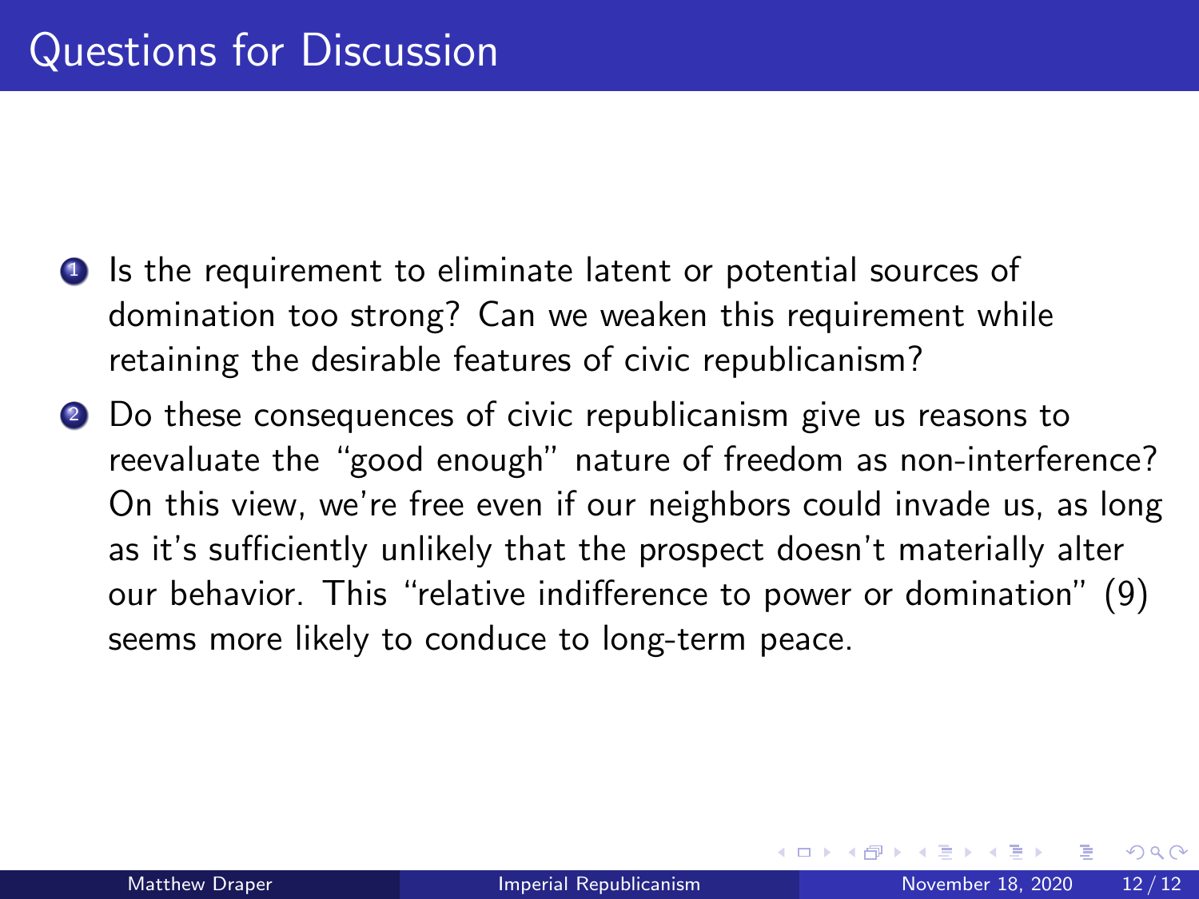# Questions for Discussion

1. Is the requirement to eliminate latent or potential sources of domination too strong? Can we weaken this requirement while retaining the desirable features of civic republicanism?
2. Do these consequences of civic republicanism give us reasons to reevaluate the "good enough" nature of freedom as non-interference? On this view, we're free even if our neighbors could invade us, as long as it's sufficiently unlikely that the prospect doesn't materially alter our behavior. This "relative indifference to power or domination" (9) seems more likely to conduce to long-term peace.